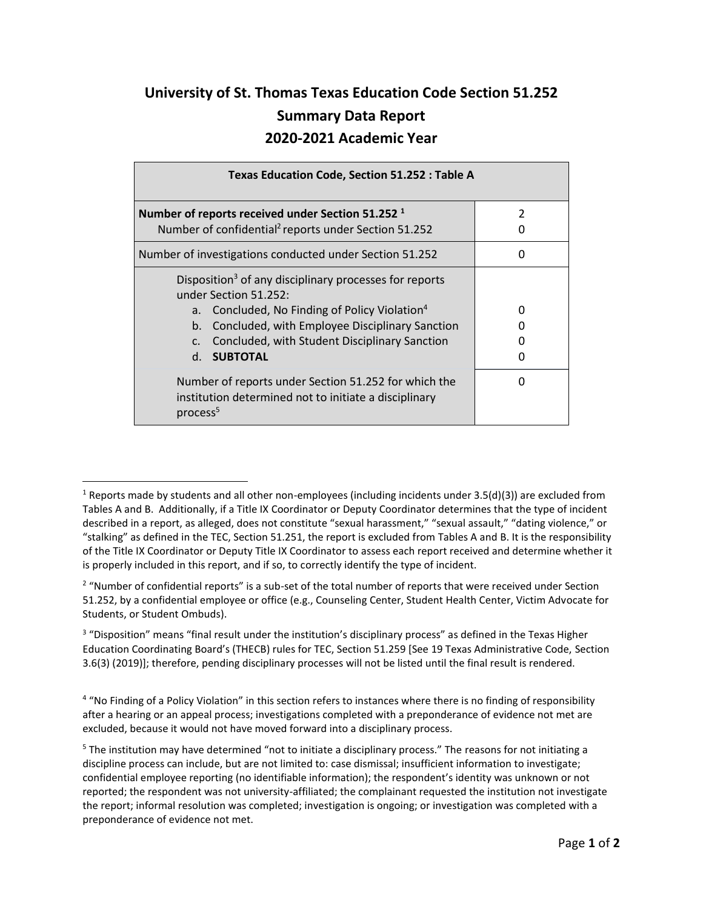# University of St. Thomas Texas Education Code Section 51.252
## Summary Data Report
## 2020-2021 Academic Year

| Texas Education Code, Section 51.252 : Table A | |
|---|---|
| **Number of reports received under Section 51.252** [1]<br>Number of confidential[2] reports under Section 51.252 | 2<br>0 |
| Number of investigations conducted under Section 51.252 | 0 |
| Disposition[3] of any disciplinary processes for reports under Section 51.252:<br>a. Concluded, No Finding of Policy Violation[4]<br>b. Concluded, with Employee Disciplinary Sanction<br>c. Concluded, with Student Disciplinary Sanction<br>d. **SUBTOTAL** | <br><br>0<br>0<br>0<br>0 |
| Number of reports under Section 51.252 for which the institution determined not to initiate a disciplinary process[5] | 0 |

---

[1] Reports made by students and all other non-employees (including incidents under 3.5(d)(3)) are excluded from Tables A and B. Additionally, if a Title IX Coordinator or Deputy Coordinator determines that the type of incident described in a report, as alleged, does not constitute "sexual harassment," "sexual assault," "dating violence," or "stalking" as defined in the TEC, Section 51.251, the report is excluded from Tables A and B. It is the responsibility of the Title IX Coordinator or Deputy Title IX Coordinator to assess each report received and determine whether it is properly included in this report, and if so, to correctly identify the type of incident.

[2] "Number of confidential reports" is a sub-set of the total number of reports that were received under Section 51.252, by a confidential employee or office (e.g., Counseling Center, Student Health Center, Victim Advocate for Students, or Student Ombuds).

[3] "Disposition" means "final result under the institution's disciplinary process" as defined in the Texas Higher Education Coordinating Board's (THECB) rules for TEC, Section 51.259 [See 19 Texas Administrative Code, Section 3.6(3) (2019)]; therefore, pending disciplinary processes will not be listed until the final result is rendered.

[4] "No Finding of a Policy Violation" in this section refers to instances where there is no finding of responsibility after a hearing or an appeal process; investigations completed with a preponderance of evidence not met are excluded, because it would not have moved forward into a disciplinary process.

[5] The institution may have determined "not to initiate a disciplinary process." The reasons for not initiating a discipline process can include, but are not limited to: case dismissal; insufficient information to investigate; confidential employee reporting (no identifiable information); the respondent's identity was unknown or not reported; the respondent was not university-affiliated; the complainant requested the institution not investigate the report; informal resolution was completed; investigation is ongoing; or investigation was completed with a preponderance of evidence not met.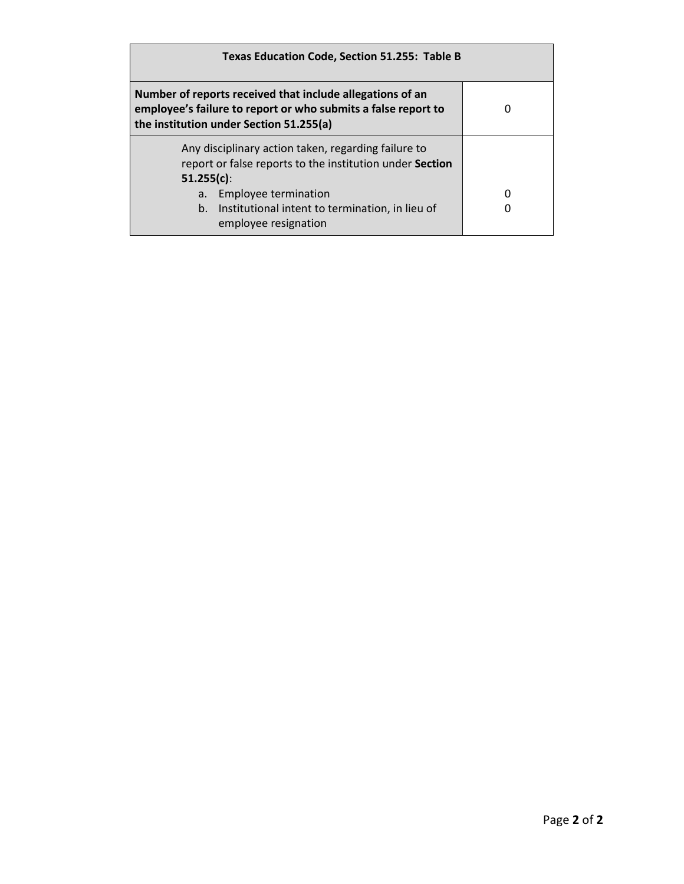| Texas Education Code, Section 51.255: Table B | |
|---|---|
| **Number of reports received that include allegations of an employee's failure to report or who submits a false report to the institution under Section 51.255(a)** | 0 |
| Any disciplinary action taken, regarding failure to report or false reports to the institution under **Section 51.255(c)**: a. Employee termination b. Institutional intent to termination, in lieu of employee resignation | 0 0 |